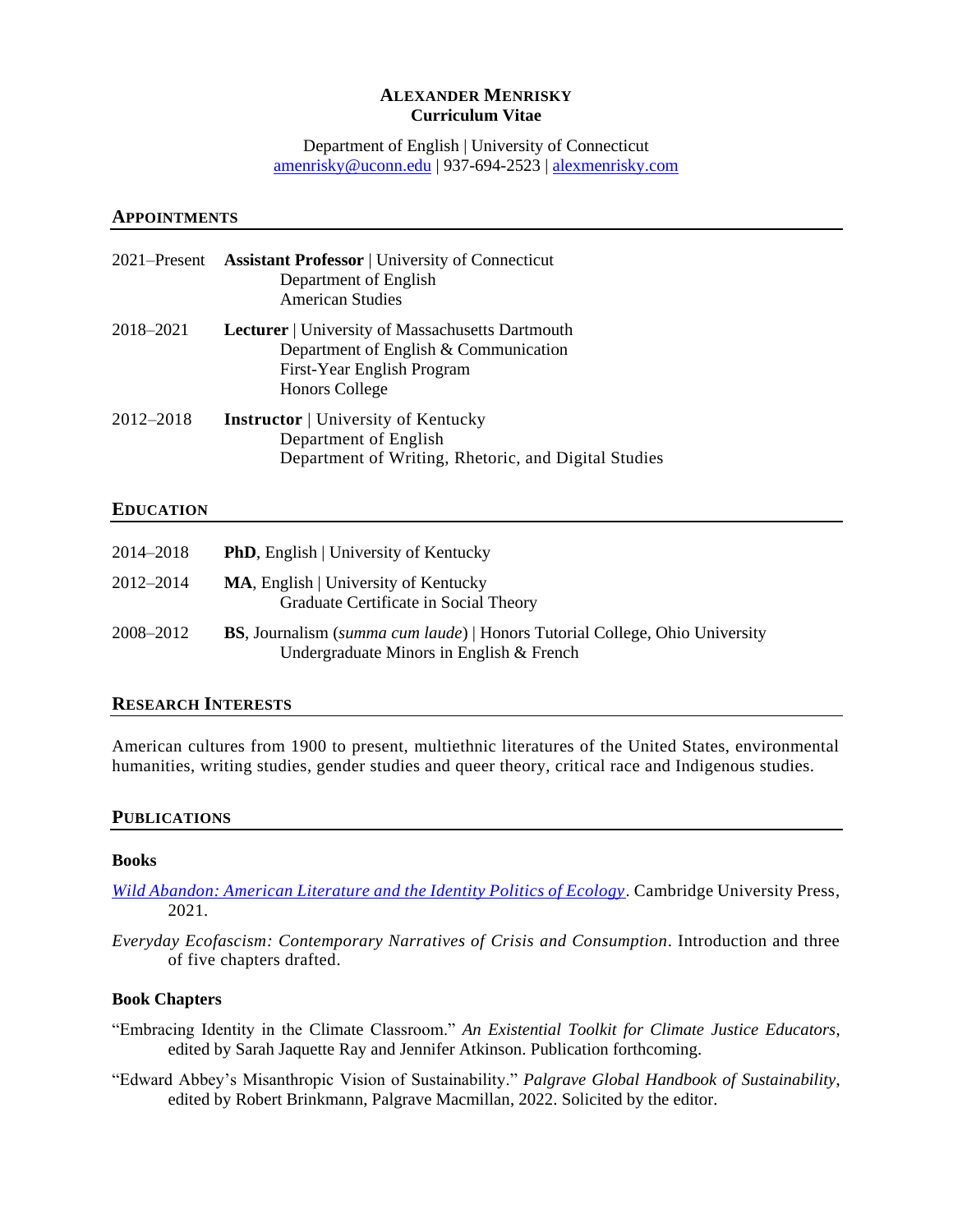# ALEXANDER MENRISKY
**Curriculum Vitae**

Department of English | University of Connecticut
amenrisky@uconn.edu | 937-694-2523 | alexmenrisky.com

## APPOINTMENTS

2021–Present **Assistant Professor** | University of Connecticut
Department of English
American Studies

2018–2021 **Lecturer** | University of Massachusetts Dartmouth
Department of English & Communication
First-Year English Program
Honors College

2012–2018 **Instructor** | University of Kentucky
Department of English
Department of Writing, Rhetoric, and Digital Studies

## EDUCATION

2014–2018 **PhD**, English | University of Kentucky

2012–2014 **MA**, English | University of Kentucky
Graduate Certificate in Social Theory

2008–2012 **BS**, Journalism (*summa cum laude*) | Honors Tutorial College, Ohio University
Undergraduate Minors in English & French

## RESEARCH INTERESTS

American cultures from 1900 to present, multiethnic literatures of the United States, environmental humanities, writing studies, gender studies and queer theory, critical race and Indigenous studies.

## PUBLICATIONS

### Books

*Wild Abandon: American Literature and the Identity Politics of Ecology*. Cambridge University Press, 2021.

*Everyday Ecofascism: Contemporary Narratives of Crisis and Consumption*. Introduction and three of five chapters drafted.

### Book Chapters

"Embracing Identity in the Climate Classroom." *An Existential Toolkit for Climate Justice Educators*, edited by Sarah Jaquette Ray and Jennifer Atkinson. Publication forthcoming.

"Edward Abbey's Misanthropic Vision of Sustainability." *Palgrave Global Handbook of Sustainability*, edited by Robert Brinkmann, Palgrave Macmillan, 2022. Solicited by the editor.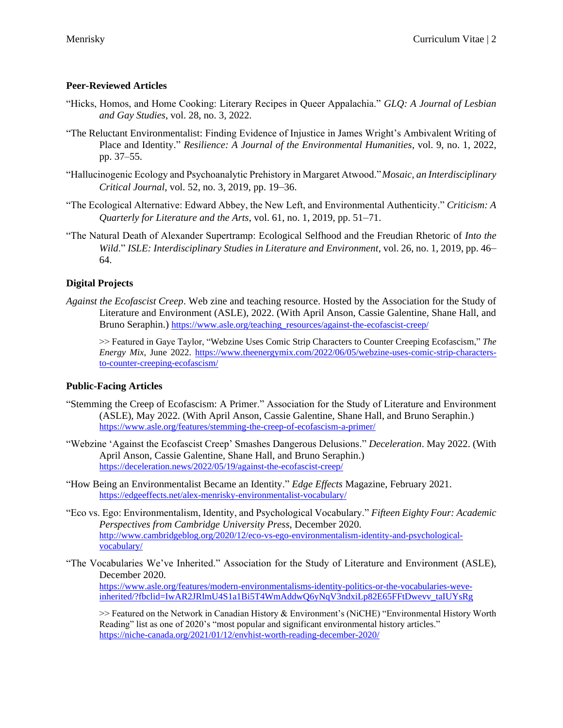**Peer-Reviewed Articles**

"Hicks, Homos, and Home Cooking: Literary Recipes in Queer Appalachia." *GLQ: A Journal of Lesbian and Gay Studies*, vol. 28, no. 3, 2022.

"The Reluctant Environmentalist: Finding Evidence of Injustice in James Wright's Ambivalent Writing of Place and Identity." *Resilience: A Journal of the Environmental Humanities*, vol. 9, no. 1, 2022, pp. 37–55.

"Hallucinogenic Ecology and Psychoanalytic Prehistory in Margaret Atwood." *Mosaic, an Interdisciplinary Critical Journal*, vol. 52, no. 3, 2019, pp. 19–36.

"The Ecological Alternative: Edward Abbey, the New Left, and Environmental Authenticity." *Criticism: A Quarterly for Literature and the Arts*, vol. 61, no. 1, 2019, pp. 51–71.

"The Natural Death of Alexander Supertramp: Ecological Selfhood and the Freudian Rhetoric of *Into the Wild*." *ISLE: Interdisciplinary Studies in Literature and Environment*, vol. 26, no. 1, 2019, pp. 46–64.

**Digital Projects**

*Against the Ecofascist Creep*. Web zine and teaching resource. Hosted by the Association for the Study of Literature and Environment (ASLE), 2022. (With April Anson, Cassie Galentine, Shane Hall, and Bruno Seraphin.) https://www.asle.org/teaching_resources/against-the-ecofascist-creep/

>> Featured in Gaye Taylor, "Webzine Uses Comic Strip Characters to Counter Creeping Ecofascism," *The Energy Mix*, June 2022. https://www.theenergymix.com/2022/06/05/webzine-uses-comic-strip-characters-to-counter-creeping-ecofascism/

**Public-Facing Articles**

"Stemming the Creep of Ecofascism: A Primer." Association for the Study of Literature and Environment (ASLE), May 2022. (With April Anson, Cassie Galentine, Shane Hall, and Bruno Seraphin.) https://www.asle.org/features/stemming-the-creep-of-ecofascism-a-primer/

"Webzine 'Against the Ecofascist Creep' Smashes Dangerous Delusions." *Deceleration*. May 2022. (With April Anson, Cassie Galentine, Shane Hall, and Bruno Seraphin.) https://deceleration.news/2022/05/19/against-the-ecofascist-creep/

"How Being an Environmentalist Became an Identity." *Edge Effects* Magazine, February 2021. https://edgeeffects.net/alex-menrisky-environmentalist-vocabulary/

"Eco vs. Ego: Environmentalism, Identity, and Psychological Vocabulary." *Fifteen Eighty Four: Academic Perspectives from Cambridge University Press*, December 2020. http://www.cambridgeblog.org/2020/12/eco-vs-ego-environmentalism-identity-and-psychological-vocabulary/

"The Vocabularies We've Inherited." Association for the Study of Literature and Environment (ASLE), December 2020. https://www.asle.org/features/modern-environmentalisms-identity-politics-or-the-vocabularies-weve-inherited/?fbclid=IwAR2JRlmU4S1a1Bi5T4WmAddwQ6yNqV3ndxiLp82E65FFtDwevv_taIUYsRg

>> Featured on the Network in Canadian History & Environment's (NiCHE) "Environmental History Worth Reading" list as one of 2020's "most popular and significant environmental history articles." https://niche-canada.org/2021/01/12/envhist-worth-reading-december-2020/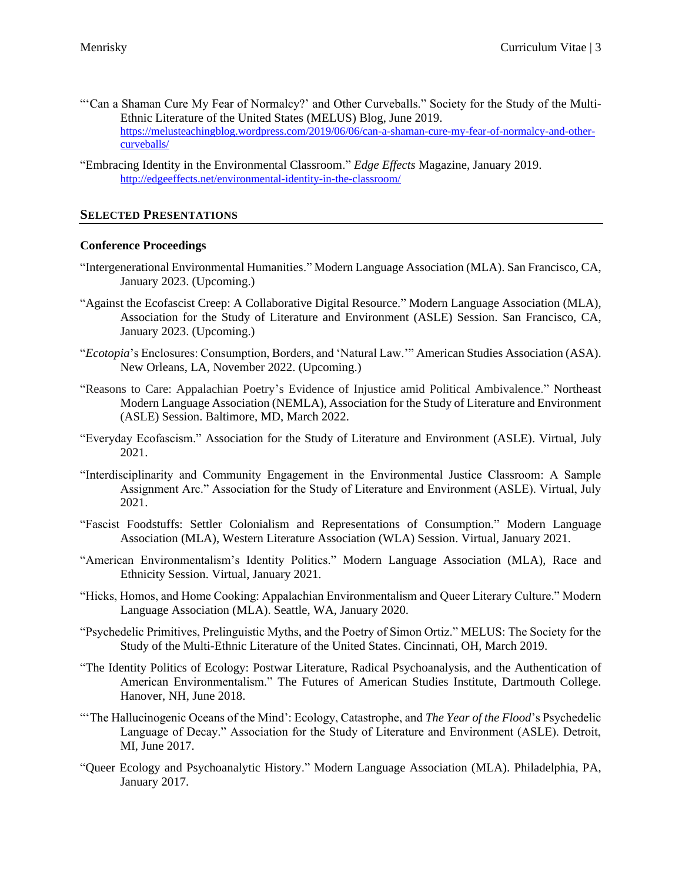"'Can a Shaman Cure My Fear of Normalcy?' and Other Curveballs." Society for the Study of the Multi-Ethnic Literature of the United States (MELUS) Blog, June 2019. https://melusteachingblog.wordpress.com/2019/06/06/can-a-shaman-cure-my-fear-of-normalcy-and-other-curveballs/

"Embracing Identity in the Environmental Classroom." *Edge Effects* Magazine, January 2019. http://edgeeffects.net/environmental-identity-in-the-classroom/

## Selected Presentations

### Conference Proceedings

"Intergenerational Environmental Humanities." Modern Language Association (MLA). San Francisco, CA, January 2023. (Upcoming.)

"Against the Ecofascist Creep: A Collaborative Digital Resource." Modern Language Association (MLA), Association for the Study of Literature and Environment (ASLE) Session. San Francisco, CA, January 2023. (Upcoming.)

"*Ecotopia*'s Enclosures: Consumption, Borders, and 'Natural Law.'" American Studies Association (ASA). New Orleans, LA, November 2022. (Upcoming.)

"Reasons to Care: Appalachian Poetry's Evidence of Injustice amid Political Ambivalence." Northeast Modern Language Association (NEMLA), Association for the Study of Literature and Environment (ASLE) Session. Baltimore, MD, March 2022.

"Everyday Ecofascism." Association for the Study of Literature and Environment (ASLE). Virtual, July 2021.

"Interdisciplinarity and Community Engagement in the Environmental Justice Classroom: A Sample Assignment Arc." Association for the Study of Literature and Environment (ASLE). Virtual, July 2021.

"Fascist Foodstuffs: Settler Colonialism and Representations of Consumption." Modern Language Association (MLA), Western Literature Association (WLA) Session. Virtual, January 2021.

"American Environmentalism's Identity Politics." Modern Language Association (MLA), Race and Ethnicity Session. Virtual, January 2021.

"Hicks, Homos, and Home Cooking: Appalachian Environmentalism and Queer Literary Culture." Modern Language Association (MLA). Seattle, WA, January 2020.

"Psychedelic Primitives, Prelinguistic Myths, and the Poetry of Simon Ortiz." MELUS: The Society for the Study of the Multi-Ethnic Literature of the United States. Cincinnati, OH, March 2019.

"The Identity Politics of Ecology: Postwar Literature, Radical Psychoanalysis, and the Authentication of American Environmentalism." The Futures of American Studies Institute, Dartmouth College. Hanover, NH, June 2018.

"'The Hallucinogenic Oceans of the Mind': Ecology, Catastrophe, and *The Year of the Flood*'s Psychedelic Language of Decay." Association for the Study of Literature and Environment (ASLE). Detroit, MI, June 2017.

"Queer Ecology and Psychoanalytic History." Modern Language Association (MLA). Philadelphia, PA, January 2017.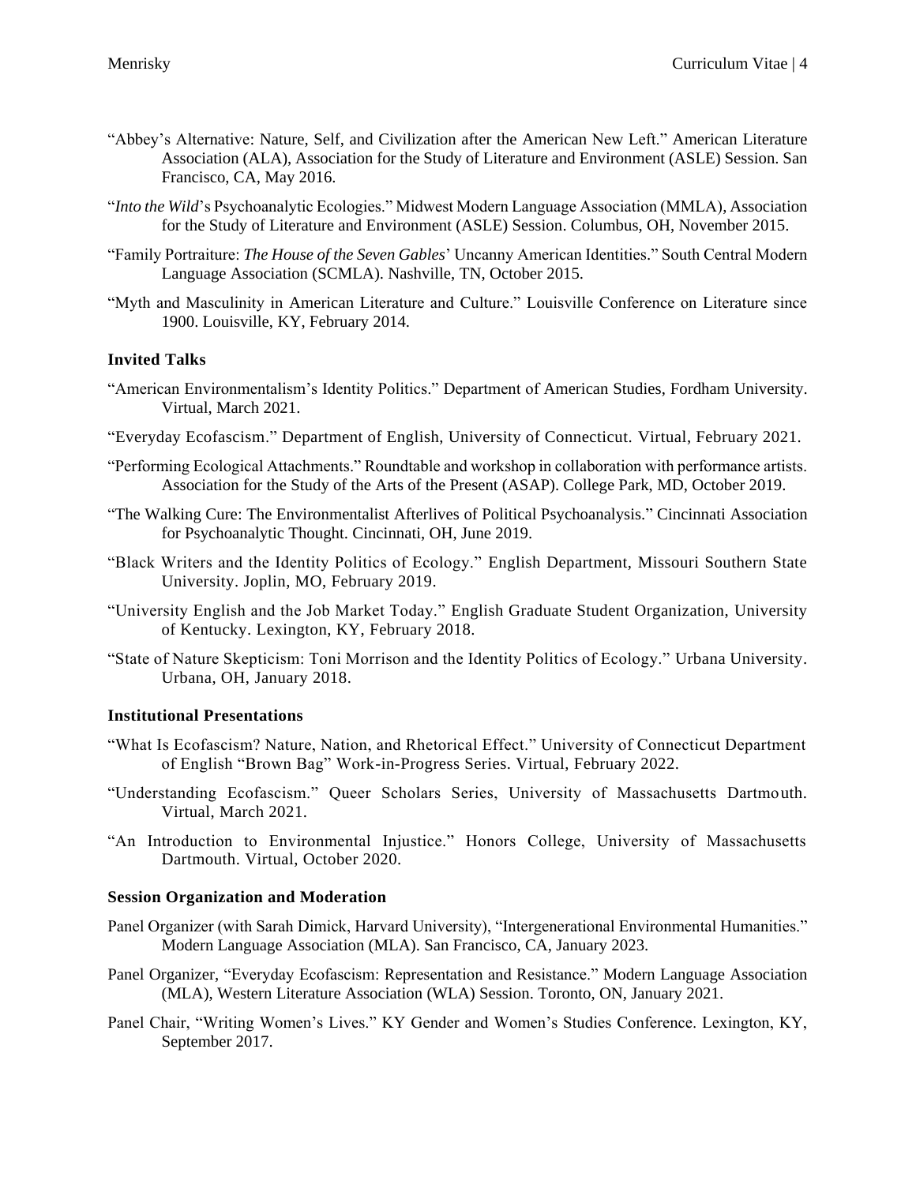"Abbey's Alternative: Nature, Self, and Civilization after the American New Left." American Literature Association (ALA), Association for the Study of Literature and Environment (ASLE) Session. San Francisco, CA, May 2016.

"*Into the Wild*'s Psychoanalytic Ecologies." Midwest Modern Language Association (MMLA), Association for the Study of Literature and Environment (ASLE) Session. Columbus, OH, November 2015.

"Family Portraiture: *The House of the Seven Gables*' Uncanny American Identities." South Central Modern Language Association (SCMLA). Nashville, TN, October 2015.

"Myth and Masculinity in American Literature and Culture." Louisville Conference on Literature since 1900. Louisville, KY, February 2014.

### Invited Talks

"American Environmentalism's Identity Politics." Department of American Studies, Fordham University. Virtual, March 2021.

"Everyday Ecofascism." Department of English, University of Connecticut. Virtual, February 2021.

"Performing Ecological Attachments." Roundtable and workshop in collaboration with performance artists. Association for the Study of the Arts of the Present (ASAP). College Park, MD, October 2019.

"The Walking Cure: The Environmentalist Afterlives of Political Psychoanalysis." Cincinnati Association for Psychoanalytic Thought. Cincinnati, OH, June 2019.

"Black Writers and the Identity Politics of Ecology." English Department, Missouri Southern State University. Joplin, MO, February 2019.

"University English and the Job Market Today." English Graduate Student Organization, University of Kentucky. Lexington, KY, February 2018.

"State of Nature Skepticism: Toni Morrison and the Identity Politics of Ecology." Urbana University. Urbana, OH, January 2018.

### Institutional Presentations

"What Is Ecofascism? Nature, Nation, and Rhetorical Effect." University of Connecticut Department of English "Brown Bag" Work-in-Progress Series. Virtual, February 2022.

"Understanding Ecofascism." Queer Scholars Series, University of Massachusetts Dartmouth. Virtual, March 2021.

"An Introduction to Environmental Injustice." Honors College, University of Massachusetts Dartmouth. Virtual, October 2020.

### Session Organization and Moderation

Panel Organizer (with Sarah Dimick, Harvard University), "Intergenerational Environmental Humanities." Modern Language Association (MLA). San Francisco, CA, January 2023.

Panel Organizer, "Everyday Ecofascism: Representation and Resistance." Modern Language Association (MLA), Western Literature Association (WLA) Session. Toronto, ON, January 2021.

Panel Chair, "Writing Women's Lives." KY Gender and Women's Studies Conference. Lexington, KY, September 2017.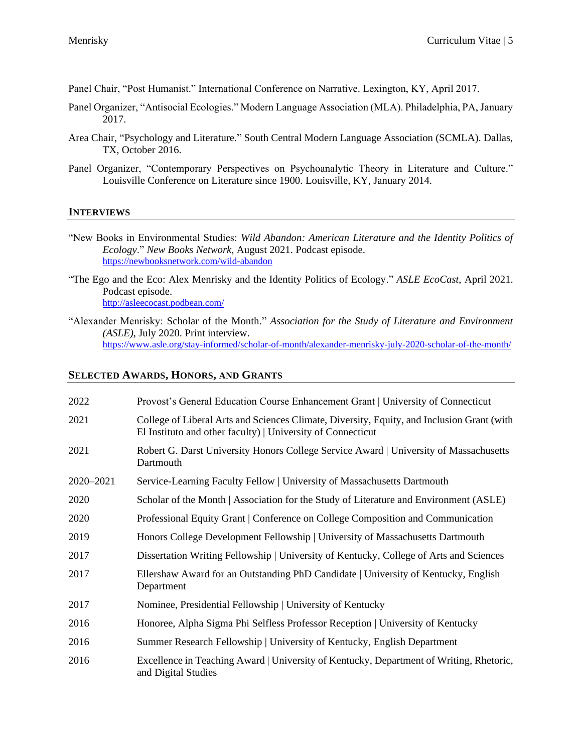Panel Chair, "Post Humanist." International Conference on Narrative. Lexington, KY, April 2017.

Panel Organizer, "Antisocial Ecologies." Modern Language Association (MLA). Philadelphia, PA, January 2017.

Area Chair, "Psychology and Literature." South Central Modern Language Association (SCMLA). Dallas, TX, October 2016.

Panel Organizer, "Contemporary Perspectives on Psychoanalytic Theory in Literature and Culture." Louisville Conference on Literature since 1900. Louisville, KY, January 2014.

## INTERVIEWS

"New Books in Environmental Studies: *Wild Abandon: American Literature and the Identity Politics of Ecology*." *New Books Network*, August 2021. Podcast episode. https://newbooksnetwork.com/wild-abandon

"The Ego and the Eco: Alex Menrisky and the Identity Politics of Ecology." *ASLE EcoCast*, April 2021. Podcast episode. http://asleecocast.podbean.com/

"Alexander Menrisky: Scholar of the Month." *Association for the Study of Literature and Environment (ASLE)*, July 2020. Print interview. https://www.asle.org/stay-informed/scholar-of-month/alexander-menrisky-july-2020-scholar-of-the-month/

## SELECTED AWARDS, HONORS, AND GRANTS

| | |
|---|---|
| 2022 | Provost's General Education Course Enhancement Grant \| University of Connecticut |
| 2021 | College of Liberal Arts and Sciences Climate, Diversity, Equity, and Inclusion Grant (with El Instituto and other faculty) \| University of Connecticut |
| 2021 | Robert G. Darst University Honors College Service Award \| University of Massachusetts Dartmouth |
| 2020–2021 | Service-Learning Faculty Fellow \| University of Massachusetts Dartmouth |
| 2020 | Scholar of the Month \| Association for the Study of Literature and Environment (ASLE) |
| 2020 | Professional Equity Grant \| Conference on College Composition and Communication |
| 2019 | Honors College Development Fellowship \| University of Massachusetts Dartmouth |
| 2017 | Dissertation Writing Fellowship \| University of Kentucky, College of Arts and Sciences |
| 2017 | Ellershaw Award for an Outstanding PhD Candidate \| University of Kentucky, English Department |
| 2017 | Nominee, Presidential Fellowship \| University of Kentucky |
| 2016 | Honoree, Alpha Sigma Phi Selfless Professor Reception \| University of Kentucky |
| 2016 | Summer Research Fellowship \| University of Kentucky, English Department |
| 2016 | Excellence in Teaching Award \| University of Kentucky, Department of Writing, Rhetoric, and Digital Studies |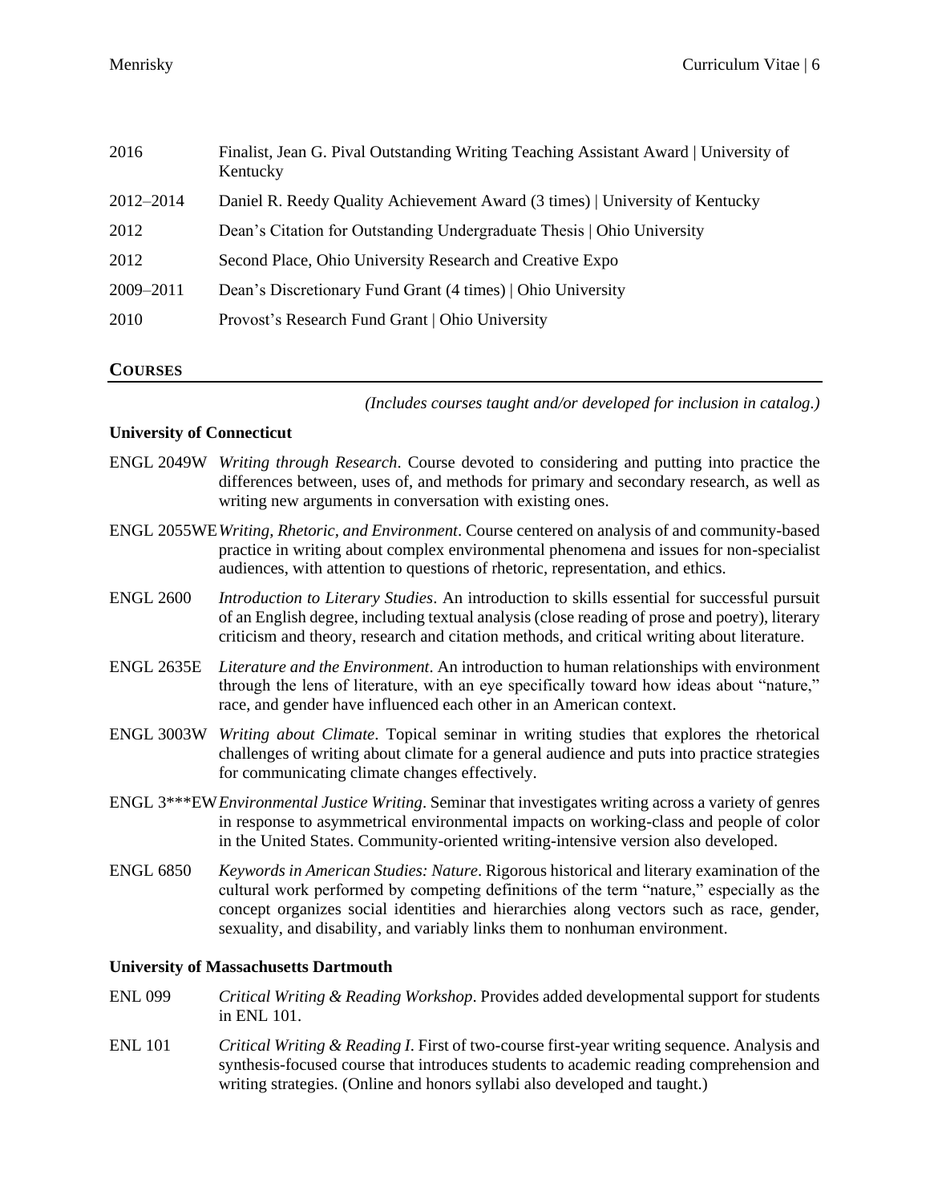| | |
|---|---|
| 2016 | Finalist, Jean G. Pival Outstanding Writing Teaching Assistant Award \| University of Kentucky |
| 2012–2014 | Daniel R. Reedy Quality Achievement Award (3 times) \| University of Kentucky |
| 2012 | Dean's Citation for Outstanding Undergraduate Thesis \| Ohio University |
| 2012 | Second Place, Ohio University Research and Creative Expo |
| 2009–2011 | Dean's Discretionary Fund Grant (4 times) \| Ohio University |
| 2010 | Provost's Research Fund Grant \| Ohio University |

## COURSES

*(Includes courses taught and/or developed for inclusion in catalog.)*

**University of Connecticut**

ENGL 2049W *Writing through Research*. Course devoted to considering and putting into practice the differences between, uses of, and methods for primary and secondary research, as well as writing new arguments in conversation with existing ones.

ENGL 2055WE *Writing, Rhetoric, and Environment*. Course centered on analysis of and community-based practice in writing about complex environmental phenomena and issues for non-specialist audiences, with attention to questions of rhetoric, representation, and ethics.

ENGL 2600 *Introduction to Literary Studies*. An introduction to skills essential for successful pursuit of an English degree, including textual analysis (close reading of prose and poetry), literary criticism and theory, research and citation methods, and critical writing about literature.

ENGL 2635E *Literature and the Environment*. An introduction to human relationships with environment through the lens of literature, with an eye specifically toward how ideas about "nature," race, and gender have influenced each other in an American context.

ENGL 3003W *Writing about Climate*. Topical seminar in writing studies that explores the rhetorical challenges of writing about climate for a general audience and puts into practice strategies for communicating climate changes effectively.

ENGL 3***EW *Environmental Justice Writing*. Seminar that investigates writing across a variety of genres in response to asymmetrical environmental impacts on working-class and people of color in the United States. Community-oriented writing-intensive version also developed.

ENGL 6850 *Keywords in American Studies: Nature*. Rigorous historical and literary examination of the cultural work performed by competing definitions of the term "nature," especially as the concept organizes social identities and hierarchies along vectors such as race, gender, sexuality, and disability, and variably links them to nonhuman environment.

**University of Massachusetts Dartmouth**

ENL 099 *Critical Writing & Reading Workshop*. Provides added developmental support for students in ENL 101.

ENL 101 *Critical Writing & Reading I*. First of two-course first-year writing sequence. Analysis and synthesis-focused course that introduces students to academic reading comprehension and writing strategies. (Online and honors syllabi also developed and taught.)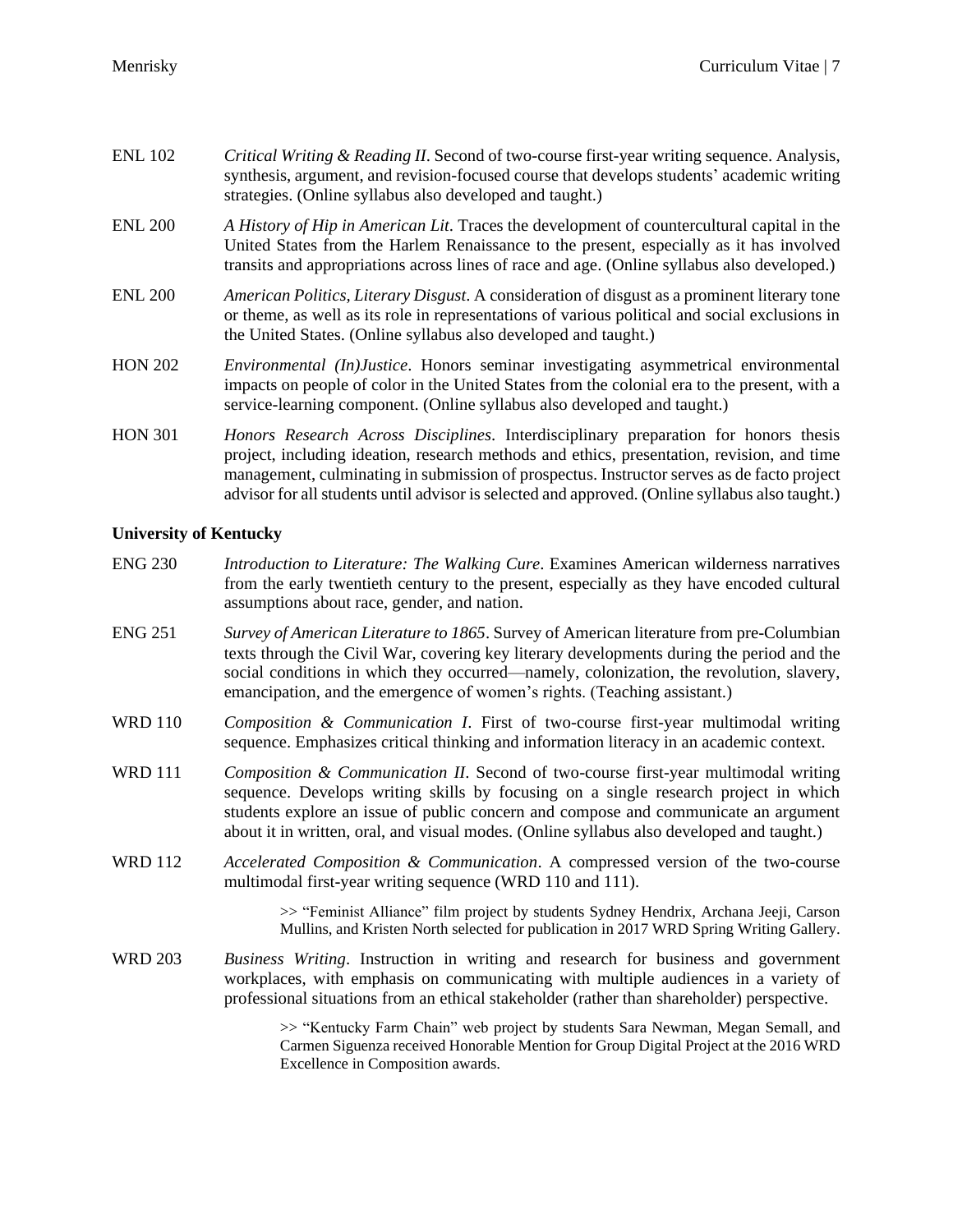ENL 102 — *Critical Writing & Reading II*. Second of two-course first-year writing sequence. Analysis, synthesis, argument, and revision-focused course that develops students' academic writing strategies. (Online syllabus also developed and taught.)

ENL 200 — *A History of Hip in American Lit*. Traces the development of countercultural capital in the United States from the Harlem Renaissance to the present, especially as it has involved transits and appropriations across lines of race and age. (Online syllabus also developed.)

ENL 200 — *American Politics, Literary Disgust*. A consideration of disgust as a prominent literary tone or theme, as well as its role in representations of various political and social exclusions in the United States. (Online syllabus also developed and taught.)

HON 202 — *Environmental (In)Justice*. Honors seminar investigating asymmetrical environmental impacts on people of color in the United States from the colonial era to the present, with a service-learning component. (Online syllabus also developed and taught.)

HON 301 — *Honors Research Across Disciplines*. Interdisciplinary preparation for honors thesis project, including ideation, research methods and ethics, presentation, revision, and time management, culminating in submission of prospectus. Instructor serves as de facto project advisor for all students until advisor is selected and approved. (Online syllabus also taught.)

**University of Kentucky**

ENG 230 — *Introduction to Literature: The Walking Cure*. Examines American wilderness narratives from the early twentieth century to the present, especially as they have encoded cultural assumptions about race, gender, and nation.

ENG 251 — *Survey of American Literature to 1865*. Survey of American literature from pre-Columbian texts through the Civil War, covering key literary developments during the period and the social conditions in which they occurred—namely, colonization, the revolution, slavery, emancipation, and the emergence of women's rights. (Teaching assistant.)

WRD 110 — *Composition & Communication I*. First of two-course first-year multimodal writing sequence. Emphasizes critical thinking and information literacy in an academic context.

WRD 111 — *Composition & Communication II*. Second of two-course first-year multimodal writing sequence. Develops writing skills by focusing on a single research project in which students explore an issue of public concern and compose and communicate an argument about it in written, oral, and visual modes. (Online syllabus also developed and taught.)

WRD 112 — *Accelerated Composition & Communication*. A compressed version of the two-course multimodal first-year writing sequence (WRD 110 and 111).

> >> "Feminist Alliance" film project by students Sydney Hendrix, Archana Jeeji, Carson Mullins, and Kristen North selected for publication in 2017 WRD Spring Writing Gallery.

WRD 203 — *Business Writing*. Instruction in writing and research for business and government workplaces, with emphasis on communicating with multiple audiences in a variety of professional situations from an ethical stakeholder (rather than shareholder) perspective.

> >> "Kentucky Farm Chain" web project by students Sara Newman, Megan Semall, and Carmen Siguenza received Honorable Mention for Group Digital Project at the 2016 WRD Excellence in Composition awards.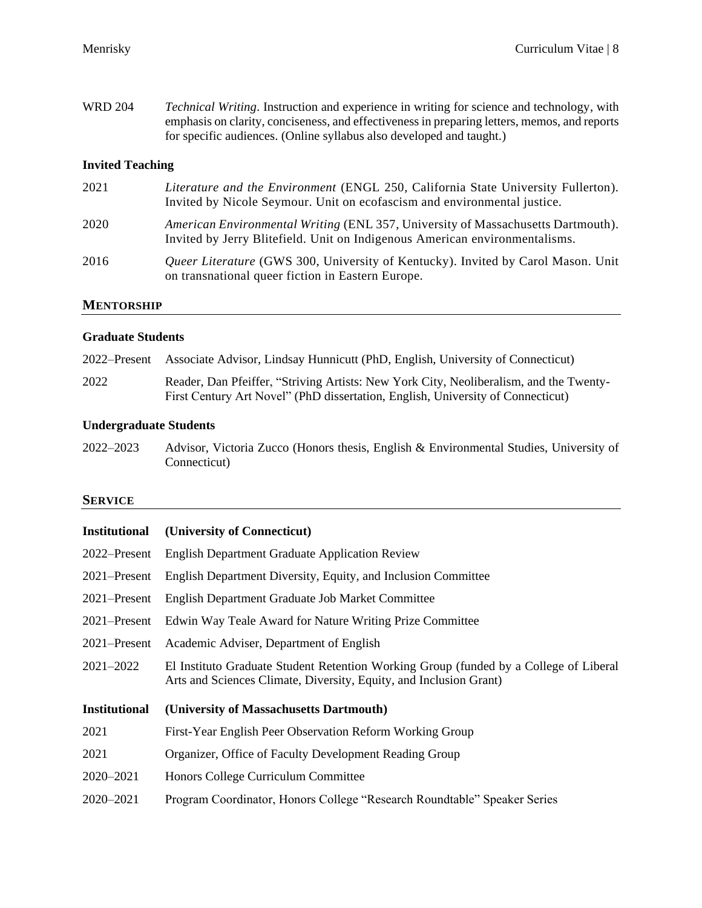WRD 204 *Technical Writing*. Instruction and experience in writing for science and technology, with emphasis on clarity, conciseness, and effectiveness in preparing letters, memos, and reports for specific audiences. (Online syllabus also developed and taught.)

### Invited Teaching

2021 *Literature and the Environment* (ENGL 250, California State University Fullerton). Invited by Nicole Seymour. Unit on ecofascism and environmental justice.

2020 *American Environmental Writing* (ENL 357, University of Massachusetts Dartmouth). Invited by Jerry Blitefield. Unit on Indigenous American environmentalisms.

2016 *Queer Literature* (GWS 300, University of Kentucky). Invited by Carol Mason. Unit on transnational queer fiction in Eastern Europe.

## MENTORSHIP

### Graduate Students

2022–Present Associate Advisor, Lindsay Hunnicutt (PhD, English, University of Connecticut)

2022 Reader, Dan Pfeiffer, "Striving Artists: New York City, Neoliberalism, and the Twenty-First Century Art Novel" (PhD dissertation, English, University of Connecticut)

### Undergraduate Students

2022–2023 Advisor, Victoria Zucco (Honors thesis, English & Environmental Studies, University of Connecticut)

## SERVICE

**Institutional (University of Connecticut)**

2022–Present English Department Graduate Application Review

2021–Present English Department Diversity, Equity, and Inclusion Committee

2021–Present English Department Graduate Job Market Committee

2021–Present Edwin Way Teale Award for Nature Writing Prize Committee

2021–Present Academic Adviser, Department of English

2021–2022 El Instituto Graduate Student Retention Working Group (funded by a College of Liberal Arts and Sciences Climate, Diversity, Equity, and Inclusion Grant)

**Institutional (University of Massachusetts Dartmouth)**

2021 First-Year English Peer Observation Reform Working Group

2021 Organizer, Office of Faculty Development Reading Group

2020–2021 Honors College Curriculum Committee

2020–2021 Program Coordinator, Honors College "Research Roundtable" Speaker Series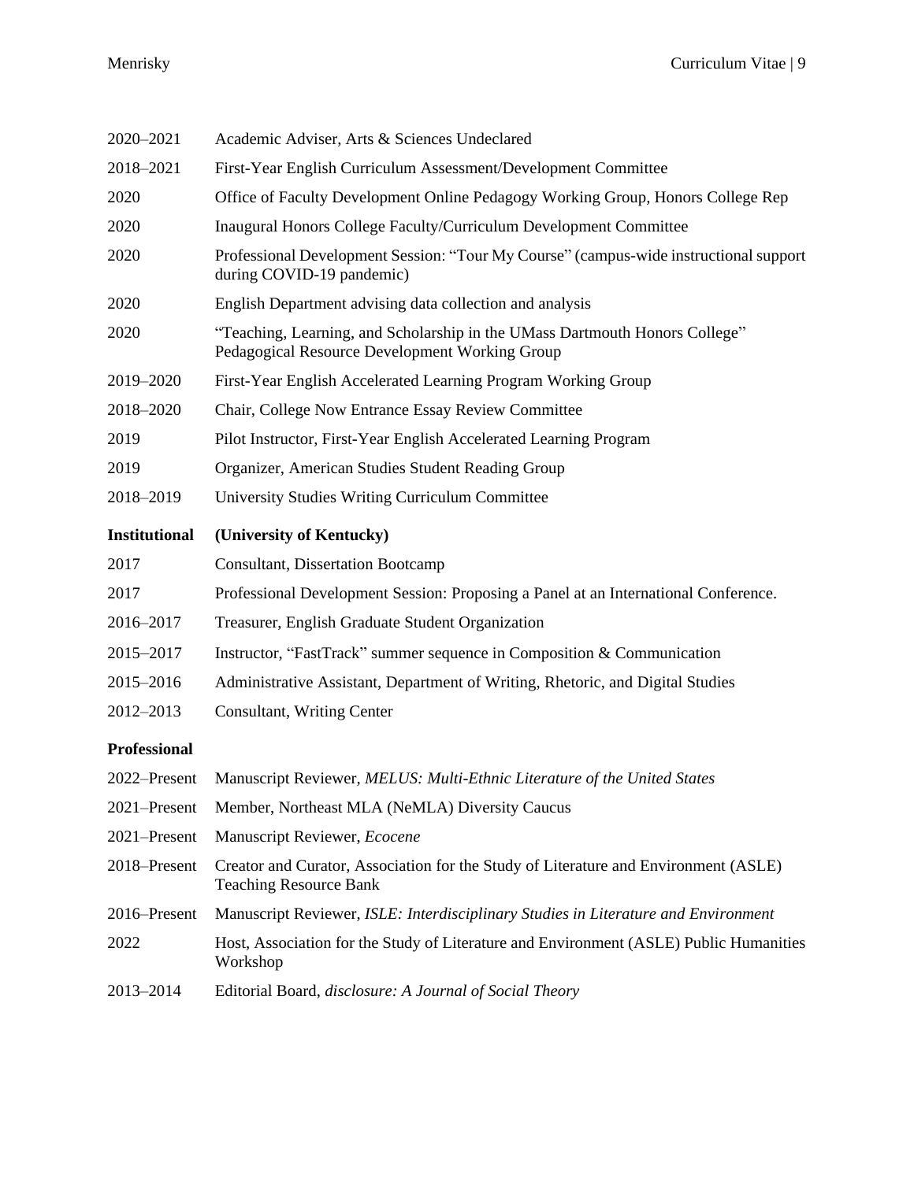| | |
|---|---|
| 2020–2021 | Academic Adviser, Arts & Sciences Undeclared |
| 2018–2021 | First-Year English Curriculum Assessment/Development Committee |
| 2020 | Office of Faculty Development Online Pedagogy Working Group, Honors College Rep |
| 2020 | Inaugural Honors College Faculty/Curriculum Development Committee |
| 2020 | Professional Development Session: "Tour My Course" (campus-wide instructional support during COVID-19 pandemic) |
| 2020 | English Department advising data collection and analysis |
| 2020 | "Teaching, Learning, and Scholarship in the UMass Dartmouth Honors College" Pedagogical Resource Development Working Group |
| 2019–2020 | First-Year English Accelerated Learning Program Working Group |
| 2018–2020 | Chair, College Now Entrance Essay Review Committee |
| 2019 | Pilot Instructor, First-Year English Accelerated Learning Program |
| 2019 | Organizer, American Studies Student Reading Group |
| 2018–2019 | University Studies Writing Curriculum Committee |

**Institutional** **(University of Kentucky)**

| | |
|---|---|
| 2017 | Consultant, Dissertation Bootcamp |
| 2017 | Professional Development Session: Proposing a Panel at an International Conference. |
| 2016–2017 | Treasurer, English Graduate Student Organization |
| 2015–2017 | Instructor, "FastTrack" summer sequence in Composition & Communication |
| 2015–2016 | Administrative Assistant, Department of Writing, Rhetoric, and Digital Studies |
| 2012–2013 | Consultant, Writing Center |

**Professional**

| | |
|---|---|
| 2022–Present | Manuscript Reviewer, *MELUS: Multi-Ethnic Literature of the United States* |
| 2021–Present | Member, Northeast MLA (NeMLA) Diversity Caucus |
| 2021–Present | Manuscript Reviewer, *Ecocene* |
| 2018–Present | Creator and Curator, Association for the Study of Literature and Environment (ASLE) Teaching Resource Bank |
| 2016–Present | Manuscript Reviewer, *ISLE: Interdisciplinary Studies in Literature and Environment* |
| 2022 | Host, Association for the Study of Literature and Environment (ASLE) Public Humanities Workshop |
| 2013–2014 | Editorial Board, *disclosure: A Journal of Social Theory* |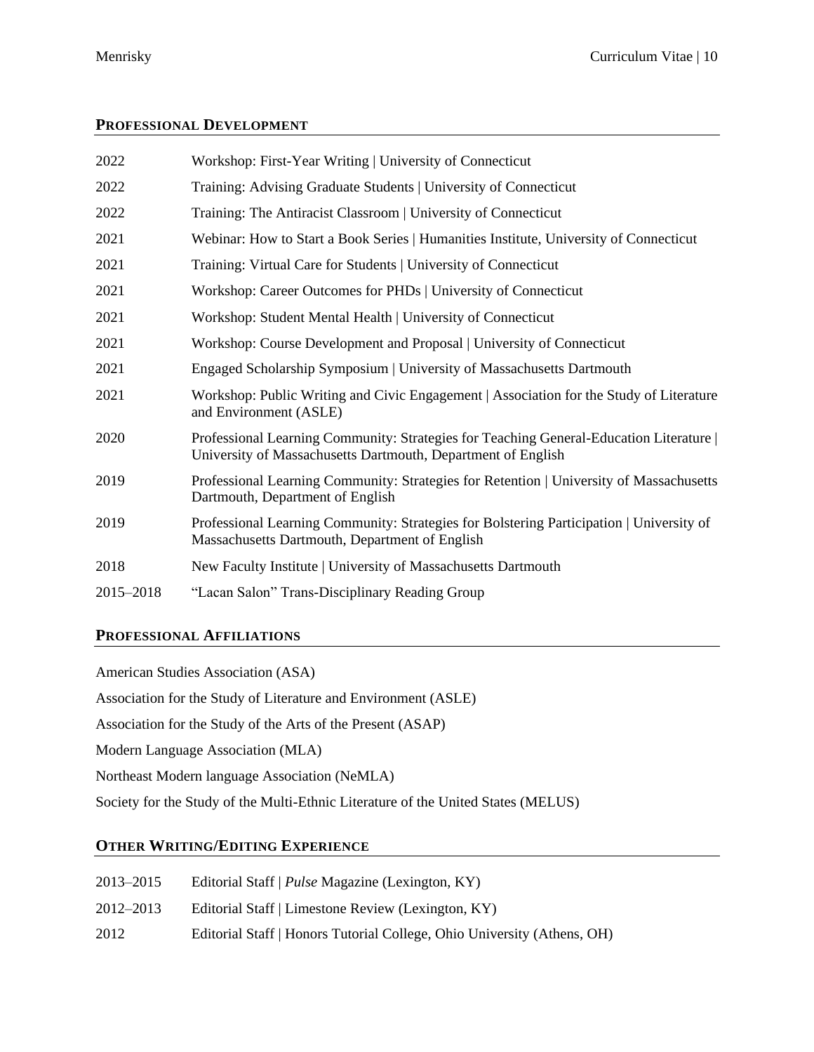## PROFESSIONAL DEVELOPMENT

| | |
|---|---|
| 2022 | Workshop: First-Year Writing \| University of Connecticut |
| 2022 | Training: Advising Graduate Students \| University of Connecticut |
| 2022 | Training: The Antiracist Classroom \| University of Connecticut |
| 2021 | Webinar: How to Start a Book Series \| Humanities Institute, University of Connecticut |
| 2021 | Training: Virtual Care for Students \| University of Connecticut |
| 2021 | Workshop: Career Outcomes for PHDs \| University of Connecticut |
| 2021 | Workshop: Student Mental Health \| University of Connecticut |
| 2021 | Workshop: Course Development and Proposal \| University of Connecticut |
| 2021 | Engaged Scholarship Symposium \| University of Massachusetts Dartmouth |
| 2021 | Workshop: Public Writing and Civic Engagement \| Association for the Study of Literature and Environment (ASLE) |
| 2020 | Professional Learning Community: Strategies for Teaching General-Education Literature \| University of Massachusetts Dartmouth, Department of English |
| 2019 | Professional Learning Community: Strategies for Retention \| University of Massachusetts Dartmouth, Department of English |
| 2019 | Professional Learning Community: Strategies for Bolstering Participation \| University of Massachusetts Dartmouth, Department of English |
| 2018 | New Faculty Institute \| University of Massachusetts Dartmouth |
| 2015–2018 | "Lacan Salon" Trans-Disciplinary Reading Group |

## PROFESSIONAL AFFILIATIONS

American Studies Association (ASA)

Association for the Study of Literature and Environment (ASLE)

Association for the Study of the Arts of the Present (ASAP)

Modern Language Association (MLA)

Northeast Modern language Association (NeMLA)

Society for the Study of the Multi-Ethnic Literature of the United States (MELUS)

## OTHER WRITING/EDITING EXPERIENCE

| | |
|---|---|
| 2013–2015 | Editorial Staff \| *Pulse* Magazine (Lexington, KY) |
| 2012–2013 | Editorial Staff \| Limestone Review (Lexington, KY) |
| 2012 | Editorial Staff \| Honors Tutorial College, Ohio University (Athens, OH) |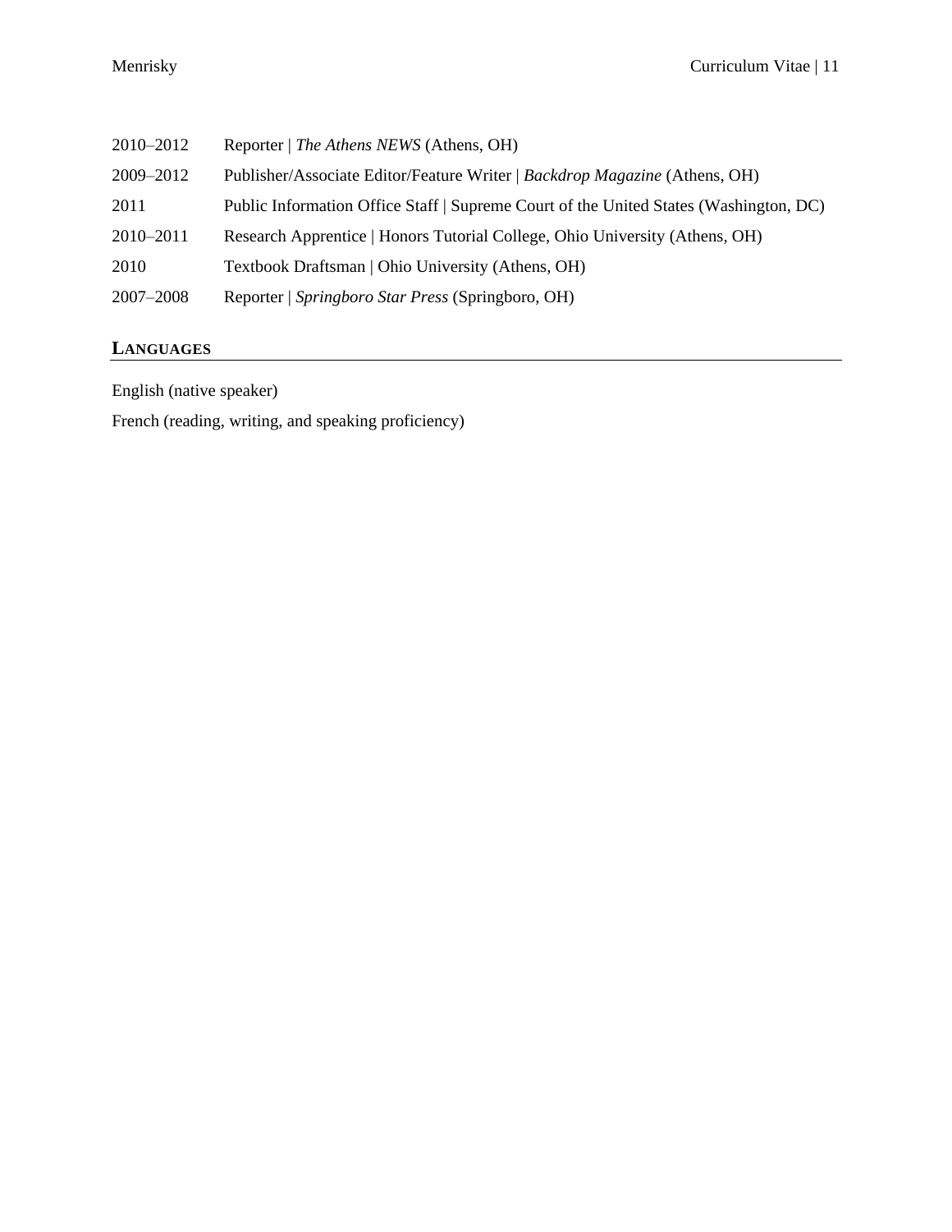2010–2012 Reporter | *The Athens NEWS* (Athens, OH)

2009–2012 Publisher/Associate Editor/Feature Writer | *Backdrop Magazine* (Athens, OH)

2011 Public Information Office Staff | Supreme Court of the United States (Washington, DC)

2010–2011 Research Apprentice | Honors Tutorial College, Ohio University (Athens, OH)

2010 Textbook Draftsman | Ohio University (Athens, OH)

2007–2008 Reporter | *Springboro Star Press* (Springboro, OH)

## LANGUAGES

English (native speaker)

French (reading, writing, and speaking proficiency)